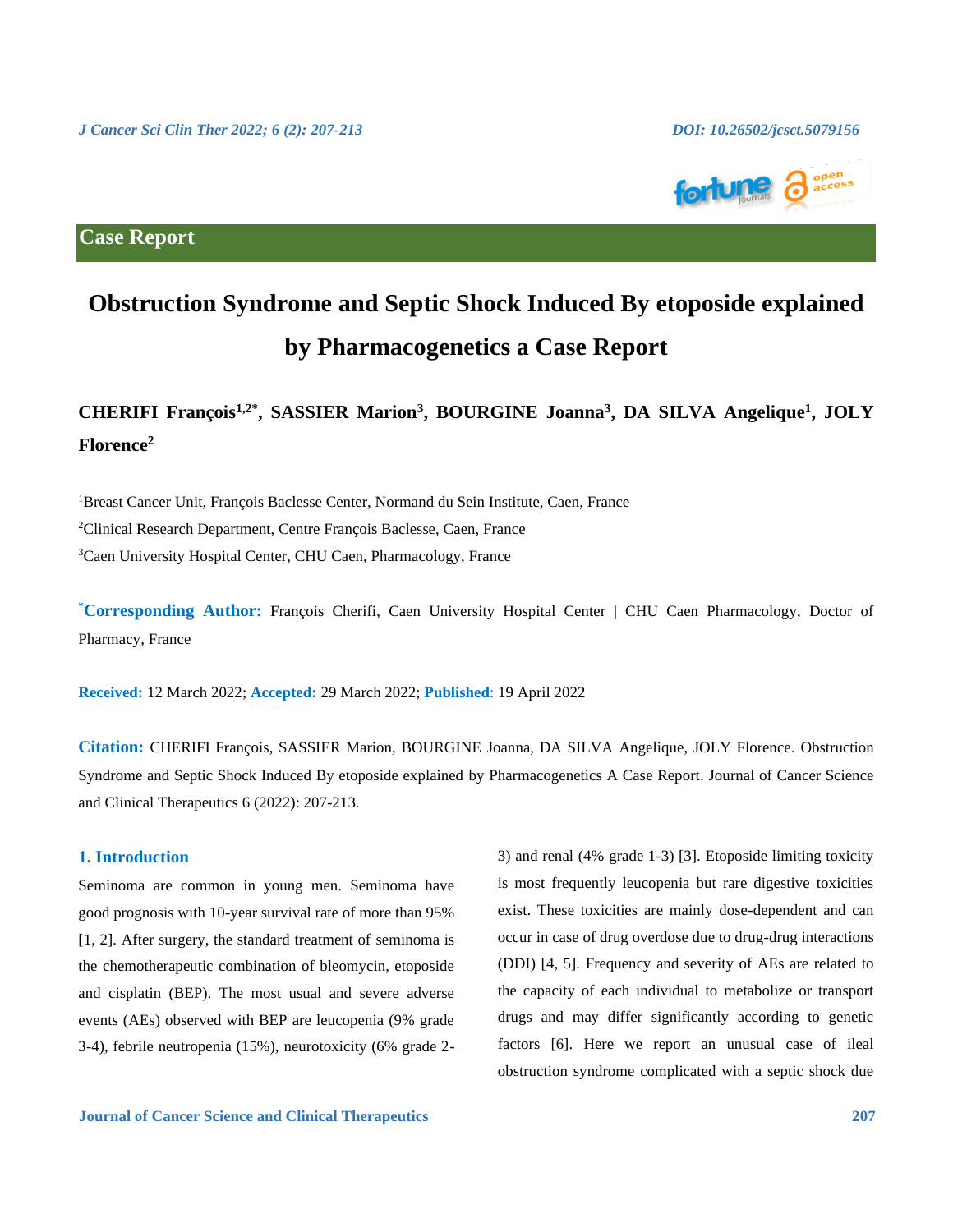## Case Report

# Obstruction Syndrome and Septic Shock Induced By etoposide explained by Pharmacogenetics a Case Report

**CHERIFI François[1,2*], SASSIER Marion[3], BOURGINE Joanna[3], DA SILVA Angelique[1], JOLY Florence[2]**

[1]Breast Cancer Unit, François Baclesse Center, Normand du Sein Institute, Caen, France

[2]Clinical Research Department, Centre François Baclesse, Caen, France

[3]Caen University Hospital Center, CHU Caen, Pharmacology, France

**\*Corresponding Author:** François Cherifi, Caen University Hospital Center | CHU Caen Pharmacology, Doctor of Pharmacy, France

**Received:** 12 March 2022; **Accepted:** 29 March 2022; **Published**: 19 April 2022

**Citation:** CHERIFI François, SASSIER Marion, BOURGINE Joanna, DA SILVA Angelique, JOLY Florence. Obstruction Syndrome and Septic Shock Induced By etoposide explained by Pharmacogenetics A Case Report. Journal of Cancer Science and Clinical Therapeutics 6 (2022): 207-213.

## 1. Introduction

Seminoma are common in young men. Seminoma have good prognosis with 10-year survival rate of more than 95% [1, 2]. After surgery, the standard treatment of seminoma is the chemotherapeutic combination of bleomycin, etoposide and cisplatin (BEP). The most usual and severe adverse events (AEs) observed with BEP are leucopenia (9% grade 3-4), febrile neutropenia (15%), neurotoxicity (6% grade 2-3) and renal (4% grade 1-3) [3]. Etoposide limiting toxicity is most frequently leucopenia but rare digestive toxicities exist. These toxicities are mainly dose-dependent and can occur in case of drug overdose due to drug-drug interactions (DDI) [4, 5]. Frequency and severity of AEs are related to the capacity of each individual to metabolize or transport drugs and may differ significantly according to genetic factors [6]. Here we report an unusual case of ileal obstruction syndrome complicated with a septic shock due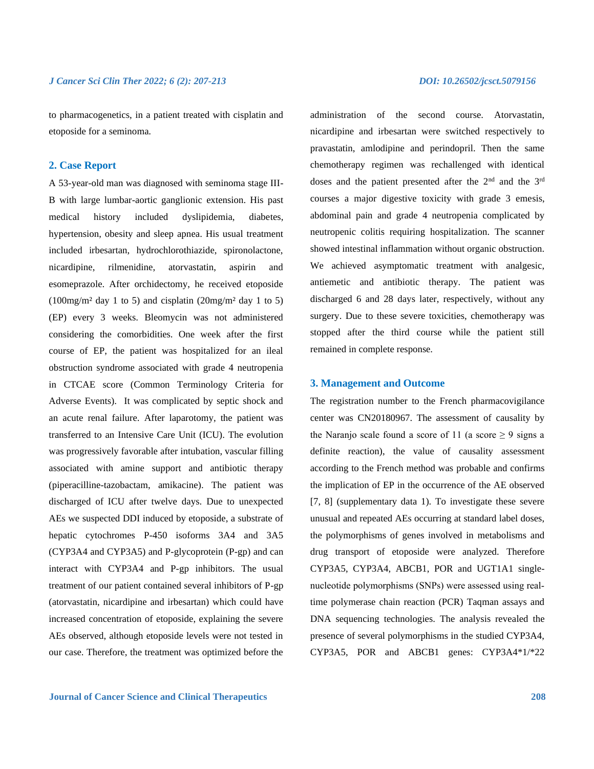to pharmacogenetics, in a patient treated with cisplatin and etoposide for a seminoma.

## 2. Case Report

A 53-year-old man was diagnosed with seminoma stage III-B with large lumbar-aortic ganglionic extension. His past medical history included dyslipidemia, diabetes, hypertension, obesity and sleep apnea. His usual treatment included irbesartan, hydrochlorothiazide, spironolactone, nicardipine, rilmenidine, atorvastatin, aspirin and esomeprazole. After orchidectomy, he received etoposide (100mg/m² day 1 to 5) and cisplatin (20mg/m² day 1 to 5) (EP) every 3 weeks. Bleomycin was not administered considering the comorbidities. One week after the first course of EP, the patient was hospitalized for an ileal obstruction syndrome associated with grade 4 neutropenia in CTCAE score (Common Terminology Criteria for Adverse Events). It was complicated by septic shock and an acute renal failure. After laparotomy, the patient was transferred to an Intensive Care Unit (ICU). The evolution was progressively favorable after intubation, vascular filling associated with amine support and antibiotic therapy (piperacilline-tazobactam, amikacine). The patient was discharged of ICU after twelve days. Due to unexpected AEs we suspected DDI induced by etoposide, a substrate of hepatic cytochromes P-450 isoforms 3A4 and 3A5 (CYP3A4 and CYP3A5) and P-glycoprotein (P-gp) and can interact with CYP3A4 and P-gp inhibitors. The usual treatment of our patient contained several inhibitors of P-gp (atorvastatin, nicardipine and irbesartan) which could have increased concentration of etoposide, explaining the severe AEs observed, although etoposide levels were not tested in our case. Therefore, the treatment was optimized before the administration of the second course. Atorvastatin, nicardipine and irbesartan were switched respectively to pravastatin, amlodipine and perindopril. Then the same chemotherapy regimen was rechallenged with identical doses and the patient presented after the 2nd and the 3rd courses a major digestive toxicity with grade 3 emesis, abdominal pain and grade 4 neutropenia complicated by neutropenic colitis requiring hospitalization. The scanner showed intestinal inflammation without organic obstruction. We achieved asymptomatic treatment with analgesic, antiemetic and antibiotic therapy. The patient was discharged 6 and 28 days later, respectively, without any surgery. Due to these severe toxicities, chemotherapy was stopped after the third course while the patient still remained in complete response.

## 3. Management and Outcome

The registration number to the French pharmacovigilance center was CN20180967. The assessment of causality by the Naranjo scale found a score of 11 (a score $\geq$ 9 signs a definite reaction), the value of causality assessment according to the French method was probable and confirms the implication of EP in the occurrence of the AE observed [7, 8] (supplementary data 1). To investigate these severe unusual and repeated AEs occurring at standard label doses, the polymorphisms of genes involved in metabolisms and drug transport of etoposide were analyzed. Therefore CYP3A5, CYP3A4, ABCB1, POR and UGT1A1 single-nucleotide polymorphisms (SNPs) were assessed using real-time polymerase chain reaction (PCR) Taqman assays and DNA sequencing technologies. The analysis revealed the presence of several polymorphisms in the studied CYP3A4, CYP3A5, POR and ABCB1 genes: CYP3A4*1/*22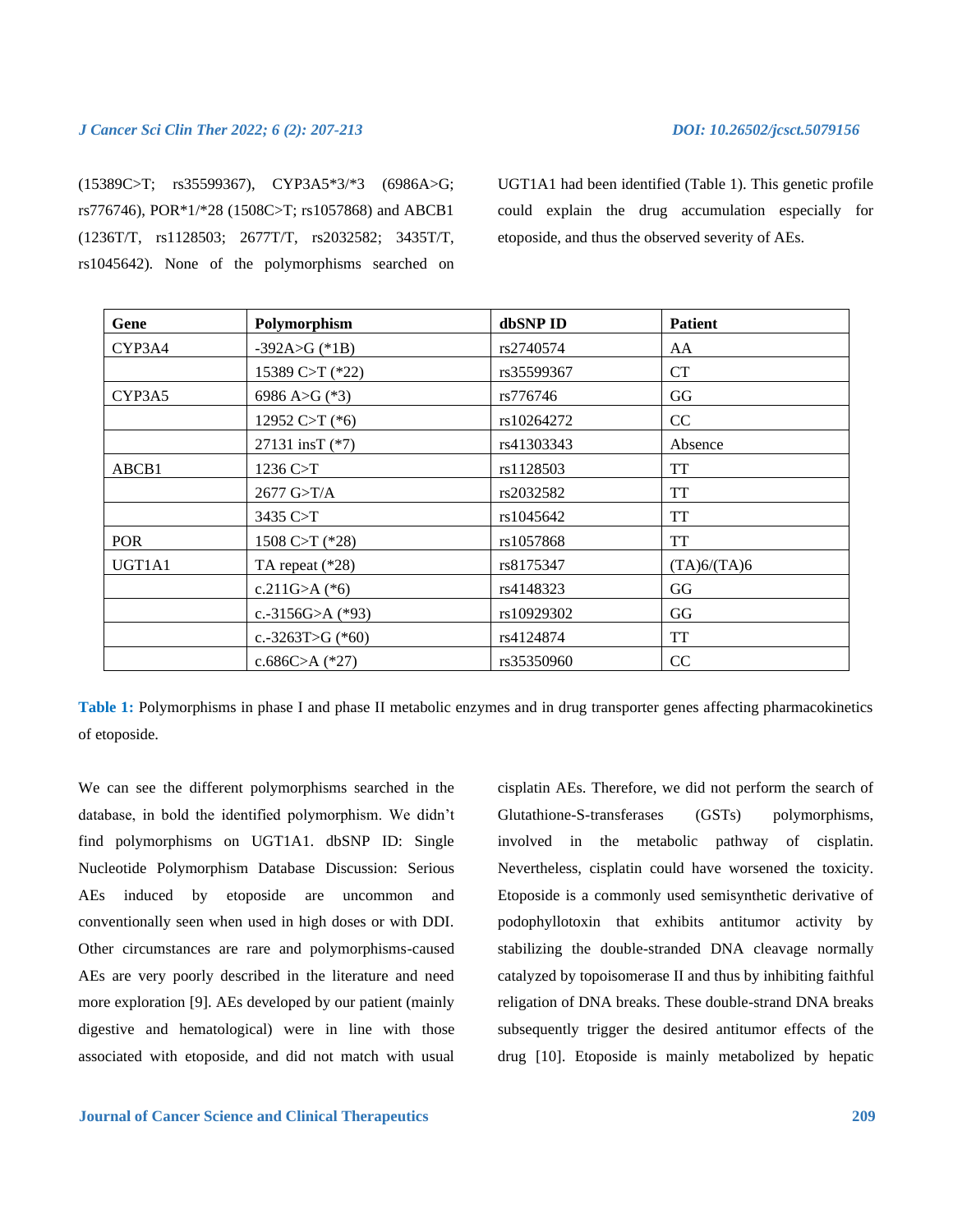(15389C>T; rs35599367), CYP3A5*3/*3 (6986A>G; rs776746), POR*1/*28 (1508C>T; rs1057868) and ABCB1 (1236T/T, rs1128503; 2677T/T, rs2032582; 3435T/T, rs1045642). None of the polymorphisms searched on UGT1A1 had been identified (Table 1). This genetic profile could explain the drug accumulation especially for etoposide, and thus the observed severity of AEs.

| Gene | Polymorphism | dbSNP ID | Patient |
|---|---|---|---|
| CYP3A4 | -392A>G (*1B) | rs2740574 | AA |
| | 15389 C>T (*22) | rs35599367 | CT |
| CYP3A5 | 6986 A>G (*3) | rs776746 | GG |
| | 12952 C>T (*6) | rs10264272 | CC |
| | 27131 insT (*7) | rs41303343 | Absence |
| ABCB1 | 1236 C>T | rs1128503 | TT |
| | 2677 G>T/A | rs2032582 | TT |
| | 3435 C>T | rs1045642 | TT |
| POR | 1508 C>T (*28) | rs1057868 | TT |
| UGT1A1 | TA repeat (*28) | rs8175347 | (TA)6/(TA)6 |
| | c.211G>A (*6) | rs4148323 | GG |
| | c.-3156G>A (*93) | rs10929302 | GG |
| | c.-3263T>G (*60) | rs4124874 | TT |
| | c.686C>A (*27) | rs35350960 | CC |

**Table 1:** Polymorphisms in phase I and phase II metabolic enzymes and in drug transporter genes affecting pharmacokinetics of etoposide.

We can see the different polymorphisms searched in the database, in bold the identified polymorphism. We didn't find polymorphisms on UGT1A1. dbSNP ID: Single Nucleotide Polymorphism Database Discussion: Serious AEs induced by etoposide are uncommon and conventionally seen when used in high doses or with DDI. Other circumstances are rare and polymorphisms-caused AEs are very poorly described in the literature and need more exploration [9]. AEs developed by our patient (mainly digestive and hematological) were in line with those associated with etoposide, and did not match with usual cisplatin AEs. Therefore, we did not perform the search of Glutathione-S-transferases (GSTs) polymorphisms, involved in the metabolic pathway of cisplatin. Nevertheless, cisplatin could have worsened the toxicity. Etoposide is a commonly used semisynthetic derivative of podophyllotoxin that exhibits antitumor activity by stabilizing the double-stranded DNA cleavage normally catalyzed by topoisomerase II and thus by inhibiting faithful religation of DNA breaks. These double-strand DNA breaks subsequently trigger the desired antitumor effects of the drug [10]. Etoposide is mainly metabolized by hepatic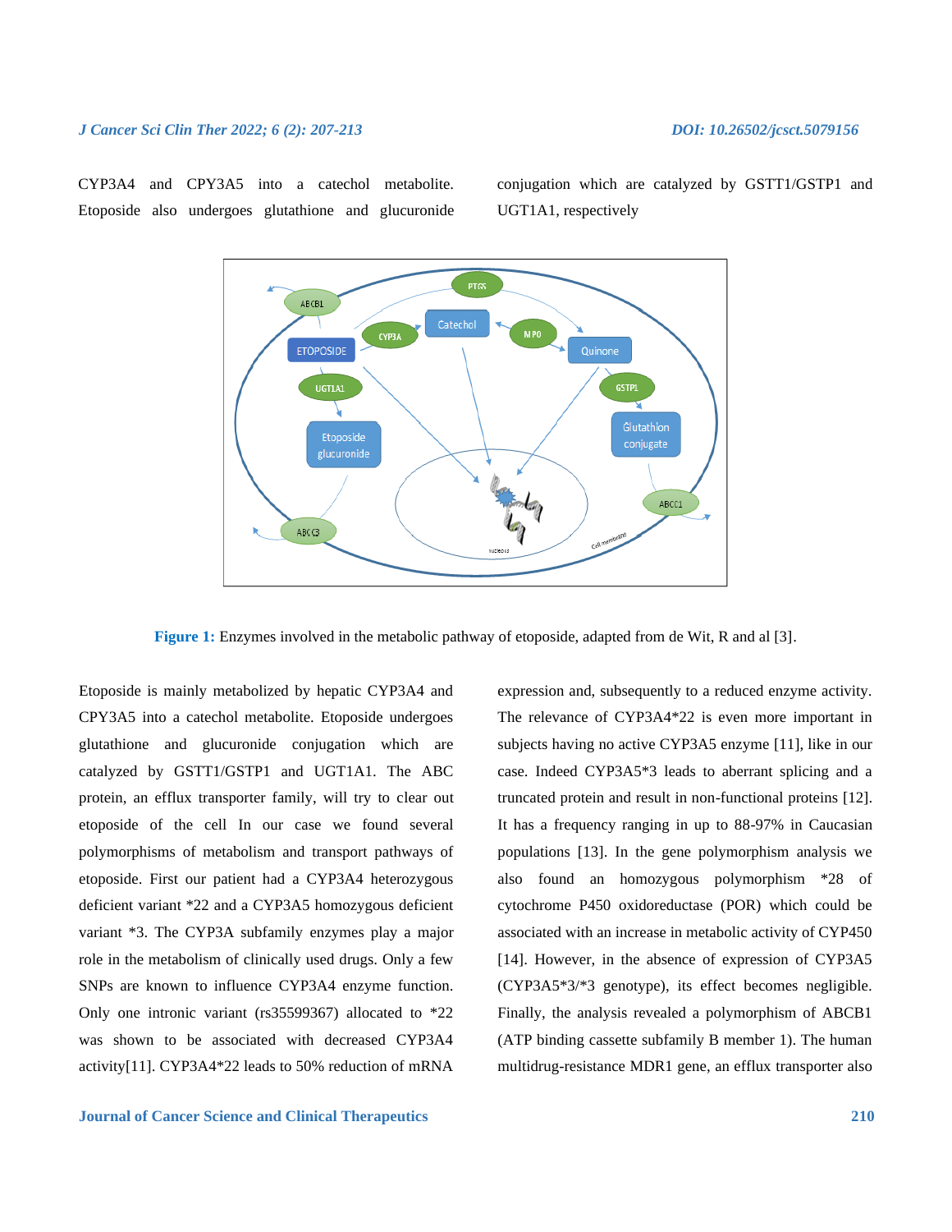CYP3A4 and CPY3A5 into a catechol metabolite. Etoposide also undergoes glutathione and glucuronide conjugation which are catalyzed by GSTT1/GSTP1 and UGT1A1, respectively

**Figure 1:** Enzymes involved in the metabolic pathway of etoposide, adapted from de Wit, R and al [3].

Etoposide is mainly metabolized by hepatic CYP3A4 and CPY3A5 into a catechol metabolite. Etoposide undergoes glutathione and glucuronide conjugation which are catalyzed by GSTT1/GSTP1 and UGT1A1. The ABC protein, an efflux transporter family, will try to clear out etoposide of the cell In our case we found several polymorphisms of metabolism and transport pathways of etoposide. First our patient had a CYP3A4 heterozygous deficient variant *22 and a CYP3A5 homozygous deficient variant *3. The CYP3A subfamily enzymes play a major role in the metabolism of clinically used drugs. Only a few SNPs are known to influence CYP3A4 enzyme function. Only one intronic variant (rs35599367) allocated to *22 was shown to be associated with decreased CYP3A4 activity[11]. CYP3A4*22 leads to 50% reduction of mRNA expression and, subsequently to a reduced enzyme activity. The relevance of CYP3A4*22 is even more important in subjects having no active CYP3A5 enzyme [11], like in our case. Indeed CYP3A5*3 leads to aberrant splicing and a truncated protein and result in non-functional proteins [12]. It has a frequency ranging in up to 88-97% in Caucasian populations [13]. In the gene polymorphism analysis we also found an homozygous polymorphism *28 of cytochrome P450 oxidoreductase (POR) which could be associated with an increase in metabolic activity of CYP450 [14]. However, in the absence of expression of CYP3A5 (CYP3A5*3/*3 genotype), its effect becomes negligible. Finally, the analysis revealed a polymorphism of ABCB1 (ATP binding cassette subfamily B member 1). The human multidrug-resistance MDR1 gene, an efflux transporter also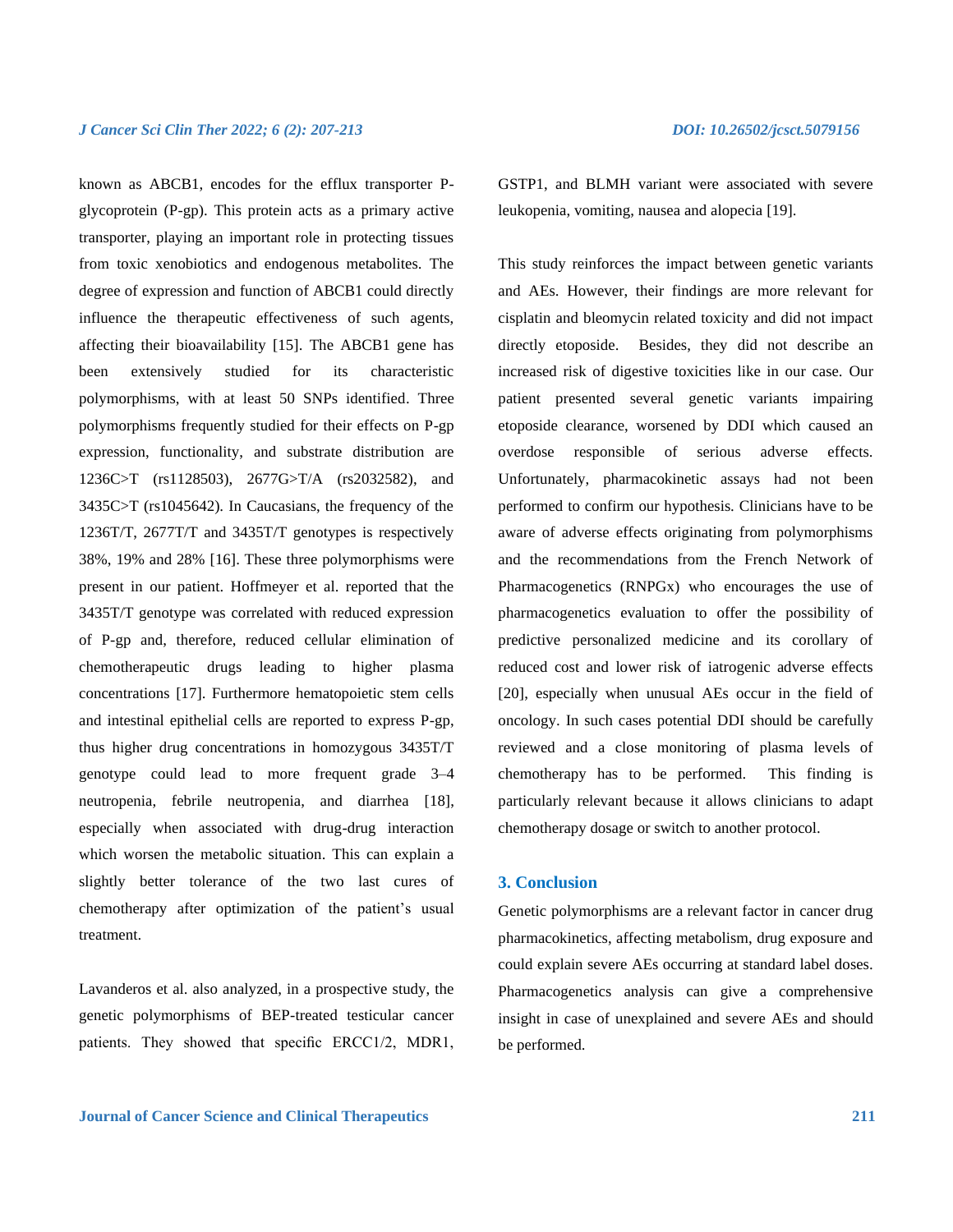known as ABCB1, encodes for the efflux transporter P-glycoprotein (P-gp). This protein acts as a primary active transporter, playing an important role in protecting tissues from toxic xenobiotics and endogenous metabolites. The degree of expression and function of ABCB1 could directly influence the therapeutic effectiveness of such agents, affecting their bioavailability [15]. The ABCB1 gene has been extensively studied for its characteristic polymorphisms, with at least 50 SNPs identified. Three polymorphisms frequently studied for their effects on P-gp expression, functionality, and substrate distribution are 1236C>T (rs1128503), 2677G>T/A (rs2032582), and 3435C>T (rs1045642). In Caucasians, the frequency of the 1236T/T, 2677T/T and 3435T/T genotypes is respectively 38%, 19% and 28% [16]. These three polymorphisms were present in our patient. Hoffmeyer et al. reported that the 3435T/T genotype was correlated with reduced expression of P-gp and, therefore, reduced cellular elimination of chemotherapeutic drugs leading to higher plasma concentrations [17]. Furthermore hematopoietic stem cells and intestinal epithelial cells are reported to express P-gp, thus higher drug concentrations in homozygous 3435T/T genotype could lead to more frequent grade 3–4 neutropenia, febrile neutropenia, and diarrhea [18], especially when associated with drug-drug interaction which worsen the metabolic situation. This can explain a slightly better tolerance of the two last cures of chemotherapy after optimization of the patient's usual treatment.

Lavanderos et al. also analyzed, in a prospective study, the genetic polymorphisms of BEP-treated testicular cancer patients. They showed that specific ERCC1/2, MDR1, GSTP1, and BLMH variant were associated with severe leukopenia, vomiting, nausea and alopecia [19].

This study reinforces the impact between genetic variants and AEs. However, their findings are more relevant for cisplatin and bleomycin related toxicity and did not impact directly etoposide. Besides, they did not describe an increased risk of digestive toxicities like in our case. Our patient presented several genetic variants impairing etoposide clearance, worsened by DDI which caused an overdose responsible of serious adverse effects. Unfortunately, pharmacokinetic assays had not been performed to confirm our hypothesis. Clinicians have to be aware of adverse effects originating from polymorphisms and the recommendations from the French Network of Pharmacogenetics (RNPGx) who encourages the use of pharmacogenetics evaluation to offer the possibility of predictive personalized medicine and its corollary of reduced cost and lower risk of iatrogenic adverse effects [20], especially when unusual AEs occur in the field of oncology. In such cases potential DDI should be carefully reviewed and a close monitoring of plasma levels of chemotherapy has to be performed. This finding is particularly relevant because it allows clinicians to adapt chemotherapy dosage or switch to another protocol.

## 3. Conclusion

Genetic polymorphisms are a relevant factor in cancer drug pharmacokinetics, affecting metabolism, drug exposure and could explain severe AEs occurring at standard label doses. Pharmacogenetics analysis can give a comprehensive insight in case of unexplained and severe AEs and should be performed.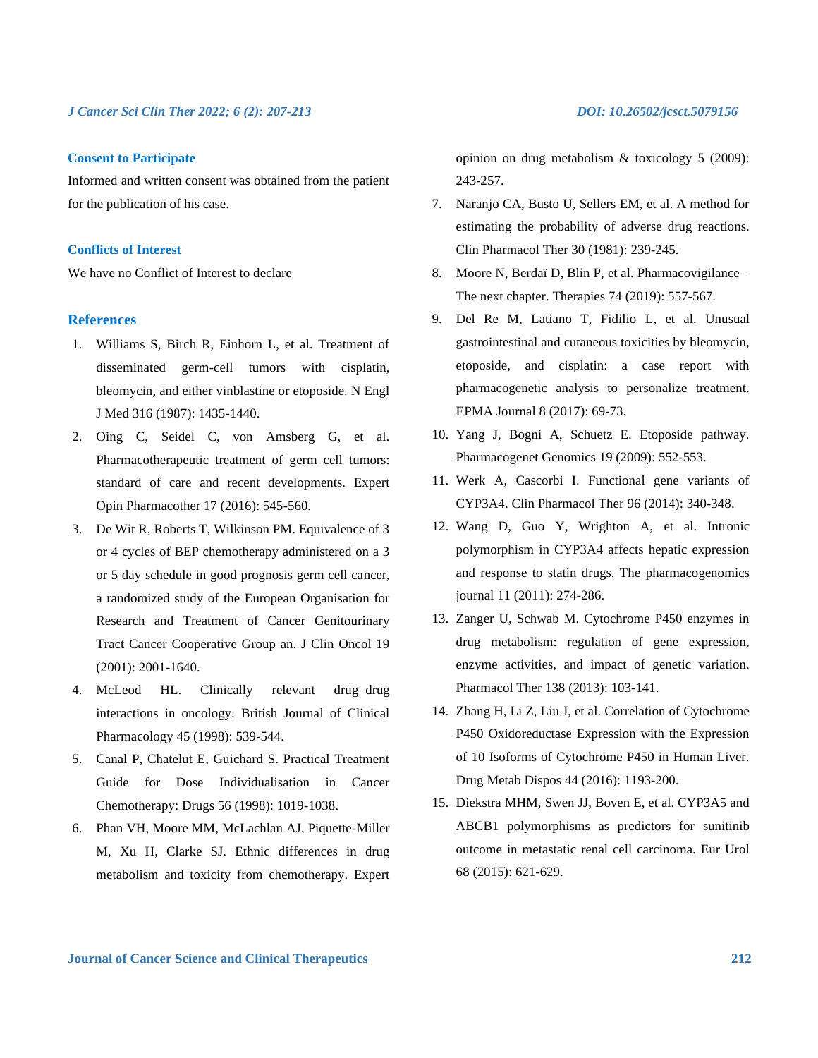### Consent to Participate

Informed and written consent was obtained from the patient for the publication of his case.

### Conflicts of Interest

We have no Conflict of Interest to declare

## References

1. Williams S, Birch R, Einhorn L, et al. Treatment of disseminated germ-cell tumors with cisplatin, bleomycin, and either vinblastine or etoposide. N Engl J Med 316 (1987): 1435-1440.
2. Oing C, Seidel C, von Amsberg G, et al. Pharmacotherapeutic treatment of germ cell tumors: standard of care and recent developments. Expert Opin Pharmacother 17 (2016): 545-560.
3. De Wit R, Roberts T, Wilkinson PM. Equivalence of 3 or 4 cycles of BEP chemotherapy administered on a 3 or 5 day schedule in good prognosis germ cell cancer, a randomized study of the European Organisation for Research and Treatment of Cancer Genitourinary Tract Cancer Cooperative Group an. J Clin Oncol 19 (2001): 2001-1640.
4. McLeod HL. Clinically relevant drug–drug interactions in oncology. British Journal of Clinical Pharmacology 45 (1998): 539-544.
5. Canal P, Chatelut E, Guichard S. Practical Treatment Guide for Dose Individualisation in Cancer Chemotherapy: Drugs 56 (1998): 1019-1038.
6. Phan VH, Moore MM, McLachlan AJ, Piquette-Miller M, Xu H, Clarke SJ. Ethnic differences in drug metabolism and toxicity from chemotherapy. Expert opinion on drug metabolism & toxicology 5 (2009): 243-257.
7. Naranjo CA, Busto U, Sellers EM, et al. A method for estimating the probability of adverse drug reactions. Clin Pharmacol Ther 30 (1981): 239-245.
8. Moore N, Berdaï D, Blin P, et al. Pharmacovigilance – The next chapter. Therapies 74 (2019): 557-567.
9. Del Re M, Latiano T, Fidilio L, et al. Unusual gastrointestinal and cutaneous toxicities by bleomycin, etoposide, and cisplatin: a case report with pharmacogenetic analysis to personalize treatment. EPMA Journal 8 (2017): 69-73.
10. Yang J, Bogni A, Schuetz E. Etoposide pathway. Pharmacogenet Genomics 19 (2009): 552-553.
11. Werk A, Cascorbi I. Functional gene variants of CYP3A4. Clin Pharmacol Ther 96 (2014): 340-348.
12. Wang D, Guo Y, Wrighton A, et al. Intronic polymorphism in CYP3A4 affects hepatic expression and response to statin drugs. The pharmacogenomics journal 11 (2011): 274-286.
13. Zanger U, Schwab M. Cytochrome P450 enzymes in drug metabolism: regulation of gene expression, enzyme activities, and impact of genetic variation. Pharmacol Ther 138 (2013): 103-141.
14. Zhang H, Li Z, Liu J, et al. Correlation of Cytochrome P450 Oxidoreductase Expression with the Expression of 10 Isoforms of Cytochrome P450 in Human Liver. Drug Metab Dispos 44 (2016): 1193-200.
15. Diekstra MHM, Swen JJ, Boven E, et al. CYP3A5 and ABCB1 polymorphisms as predictors for sunitinib outcome in metastatic renal cell carcinoma. Eur Urol 68 (2015): 621-629.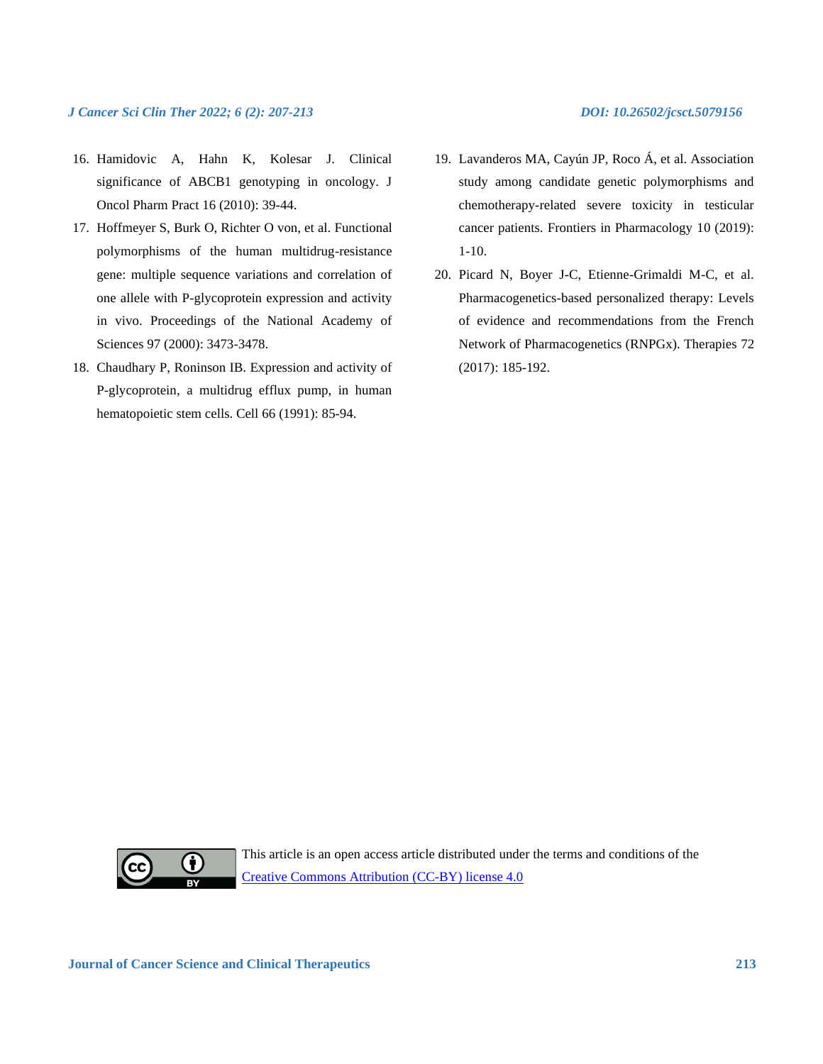16. Hamidovic A, Hahn K, Kolesar J. Clinical significance of ABCB1 genotyping in oncology. J Oncol Pharm Pract 16 (2010): 39-44.
17. Hoffmeyer S, Burk O, Richter O von, et al. Functional polymorphisms of the human multidrug-resistance gene: multiple sequence variations and correlation of one allele with P-glycoprotein expression and activity in vivo. Proceedings of the National Academy of Sciences 97 (2000): 3473-3478.
18. Chaudhary P, Roninson IB. Expression and activity of P-glycoprotein, a multidrug efflux pump, in human hematopoietic stem cells. Cell 66 (1991): 85-94.
19. Lavanderos MA, Cayún JP, Roco Á, et al. Association study among candidate genetic polymorphisms and chemotherapy-related severe toxicity in testicular cancer patients. Frontiers in Pharmacology 10 (2019): 1-10.
20. Picard N, Boyer J-C, Etienne-Grimaldi M-C, et al. Pharmacogenetics-based personalized therapy: Levels of evidence and recommendations from the French Network of Pharmacogenetics (RNPGx). Therapies 72 (2017): 185-192.

This article is an open access article distributed under the terms and conditions of the [Creative Commons Attribution (CC-BY) license 4.0]